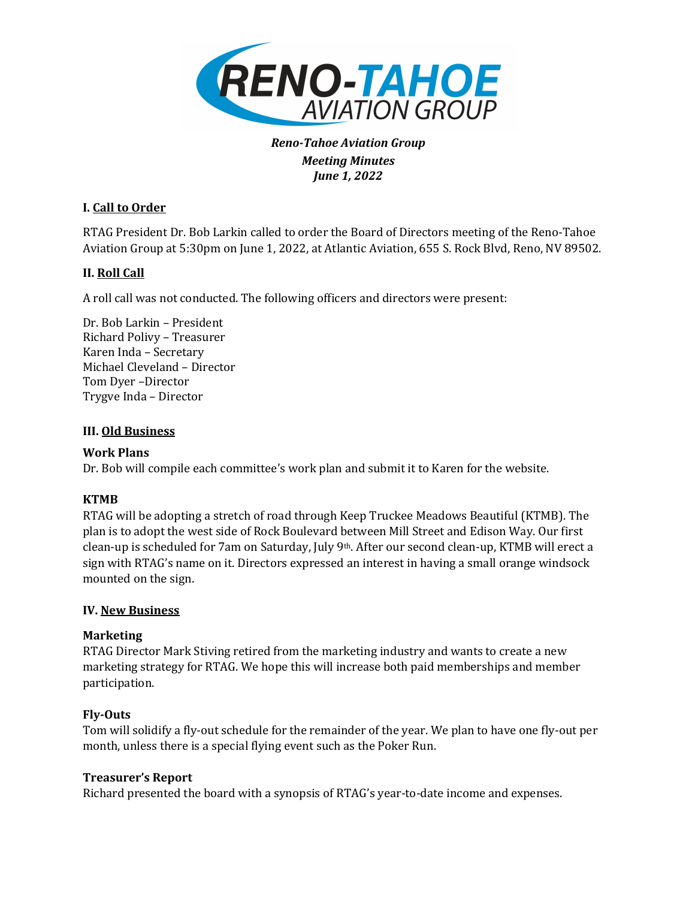RENO-TAHOE AVIATION GROUP

***Reno-Tahoe Aviation Group***
***Meeting Minutes***
***June 1, 2022***

## I. Call to Order

RTAG President Dr. Bob Larkin called to order the Board of Directors meeting of the Reno-Tahoe Aviation Group at 5:30pm on June 1, 2022, at Atlantic Aviation, 655 S. Rock Blvd, Reno, NV 89502.

## II. Roll Call

A roll call was not conducted. The following officers and directors were present:

Dr. Bob Larkin – President
Richard Polivy – Treasurer
Karen Inda – Secretary
Michael Cleveland – Director
Tom Dyer –Director
Trygve Inda – Director

## III. Old Business

**Work Plans**
Dr. Bob will compile each committee's work plan and submit it to Karen for the website.

**KTMB**
RTAG will be adopting a stretch of road through Keep Truckee Meadows Beautiful (KTMB). The plan is to adopt the west side of Rock Boulevard between Mill Street and Edison Way. Our first clean-up is scheduled for 7am on Saturday, July 9th. After our second clean-up, KTMB will erect a sign with RTAG's name on it. Directors expressed an interest in having a small orange windsock mounted on the sign.

## IV. New Business

**Marketing**
RTAG Director Mark Stiving retired from the marketing industry and wants to create a new marketing strategy for RTAG. We hope this will increase both paid memberships and member participation.

**Fly-Outs**
Tom will solidify a fly-out schedule for the remainder of the year. We plan to have one fly-out per month, unless there is a special flying event such as the Poker Run.

**Treasurer's Report**
Richard presented the board with a synopsis of RTAG's year-to-date income and expenses.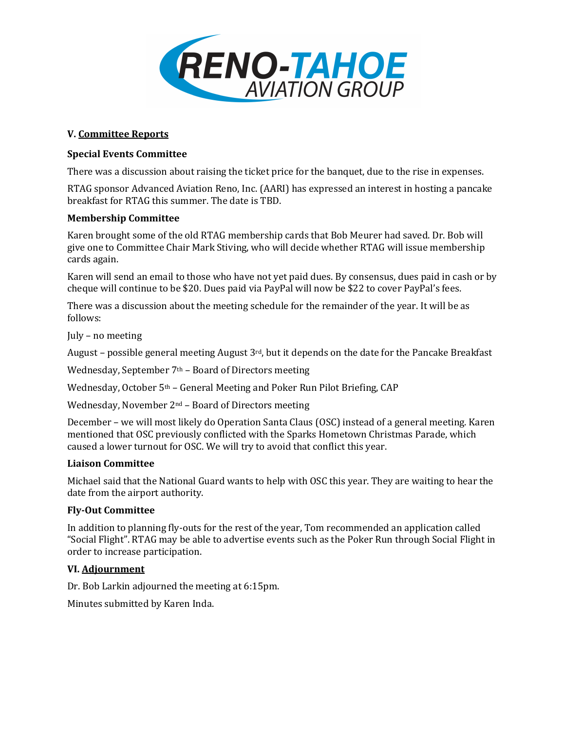RENO-TAHOE AVIATION GROUP

## V. Committee Reports

### Special Events Committee

There was a discussion about raising the ticket price for the banquet, due to the rise in expenses.

RTAG sponsor Advanced Aviation Reno, Inc. (AARI) has expressed an interest in hosting a pancake breakfast for RTAG this summer. The date is TBD.

### Membership Committee

Karen brought some of the old RTAG membership cards that Bob Meurer had saved. Dr. Bob will give one to Committee Chair Mark Stiving, who will decide whether RTAG will issue membership cards again.

Karen will send an email to those who have not yet paid dues. By consensus, dues paid in cash or by cheque will continue to be $20. Dues paid via PayPal will now be $22 to cover PayPal's fees.

There was a discussion about the meeting schedule for the remainder of the year. It will be as follows:

July – no meeting

August – possible general meeting August 3rd, but it depends on the date for the Pancake Breakfast

Wednesday, September 7th – Board of Directors meeting

Wednesday, October 5th – General Meeting and Poker Run Pilot Briefing, CAP

Wednesday, November 2nd – Board of Directors meeting

December – we will most likely do Operation Santa Claus (OSC) instead of a general meeting. Karen mentioned that OSC previously conflicted with the Sparks Hometown Christmas Parade, which caused a lower turnout for OSC. We will try to avoid that conflict this year.

### Liaison Committee

Michael said that the National Guard wants to help with OSC this year. They are waiting to hear the date from the airport authority.

### Fly-Out Committee

In addition to planning fly-outs for the rest of the year, Tom recommended an application called "Social Flight". RTAG may be able to advertise events such as the Poker Run through Social Flight in order to increase participation.

## VI. Adjournment

Dr. Bob Larkin adjourned the meeting at 6:15pm.

Minutes submitted by Karen Inda.